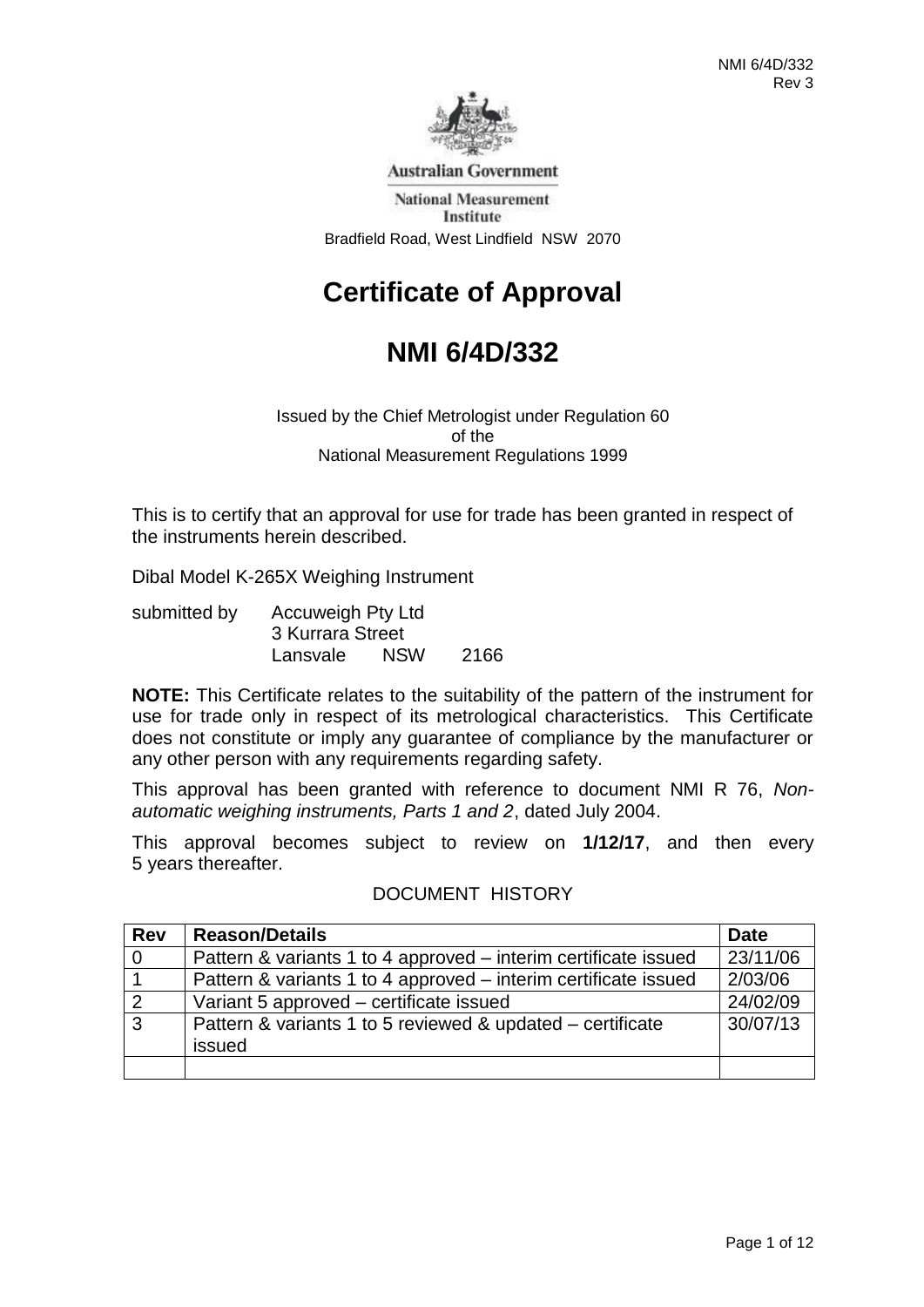Australian Government

National Measurement Institute

Bradfield Road, West Lindfield NSW 2070

# Certificate of Approval

# NMI 6/4D/332

Issued by the Chief Metrologist under Regulation 60
of the
National Measurement Regulations 1999

This is to certify that an approval for use for trade has been granted in respect of the instruments herein described.

Dibal Model K-265X Weighing Instrument

submitted by Accuweigh Pty Ltd
3 Kurrara Street
Lansvale NSW 2166

**NOTE:** This Certificate relates to the suitability of the pattern of the instrument for use for trade only in respect of its metrological characteristics. This Certificate does not constitute or imply any guarantee of compliance by the manufacturer or any other person with any requirements regarding safety.

This approval has been granted with reference to document NMI R 76, *Non-automatic weighing instruments, Parts 1 and 2*, dated July 2004.

This approval becomes subject to review on **1/12/17**, and then every 5 years thereafter.

DOCUMENT HISTORY

| Rev | Reason/Details | Date |
|---|---|---|
| 0 | Pattern & variants 1 to 4 approved – interim certificate issued | 23/11/06 |
| 1 | Pattern & variants 1 to 4 approved – interim certificate issued | 2/03/06 |
| 2 | Variant 5 approved – certificate issued | 24/02/09 |
| 3 | Pattern & variants 1 to 5 reviewed & updated – certificate issued | 30/07/13 |
| | | |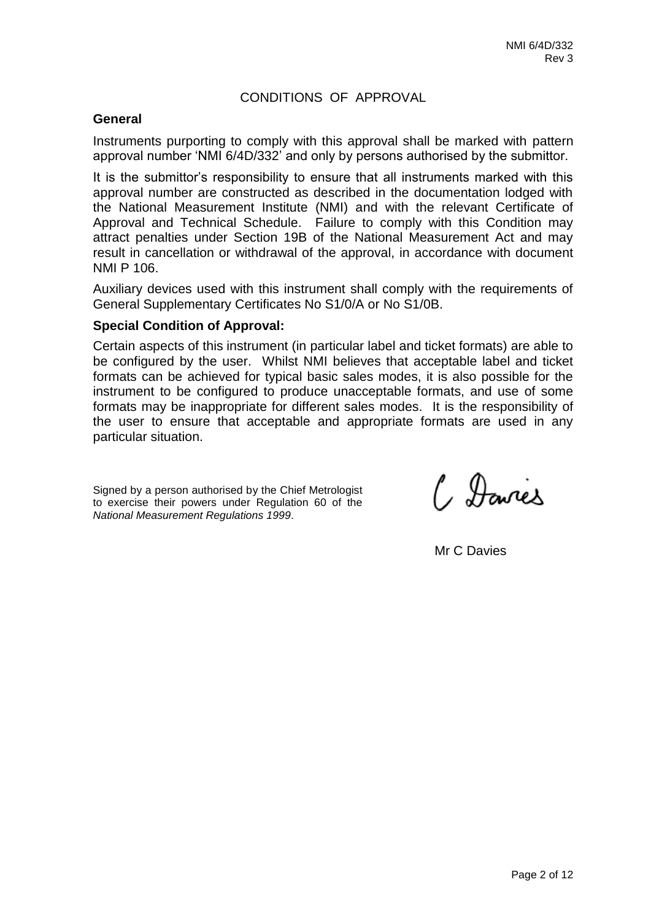# CONDITIONS OF APPROVAL

## General

Instruments purporting to comply with this approval shall be marked with pattern approval number 'NMI 6/4D/332' and only by persons authorised by the submittor.

It is the submittor's responsibility to ensure that all instruments marked with this approval number are constructed as described in the documentation lodged with the National Measurement Institute (NMI) and with the relevant Certificate of Approval and Technical Schedule. Failure to comply with this Condition may attract penalties under Section 19B of the National Measurement Act and may result in cancellation or withdrawal of the approval, in accordance with document NMI P 106.

Auxiliary devices used with this instrument shall comply with the requirements of General Supplementary Certificates No S1/0/A or No S1/0B.

## Special Condition of Approval:

Certain aspects of this instrument (in particular label and ticket formats) are able to be configured by the user. Whilst NMI believes that acceptable label and ticket formats can be achieved for typical basic sales modes, it is also possible for the instrument to be configured to produce unacceptable formats, and use of some formats may be inappropriate for different sales modes. It is the responsibility of the user to ensure that acceptable and appropriate formats are used in any particular situation.

Signed by a person authorised by the Chief Metrologist to exercise their powers under Regulation 60 of the *National Measurement Regulations 1999*.

C Davies

Mr C Davies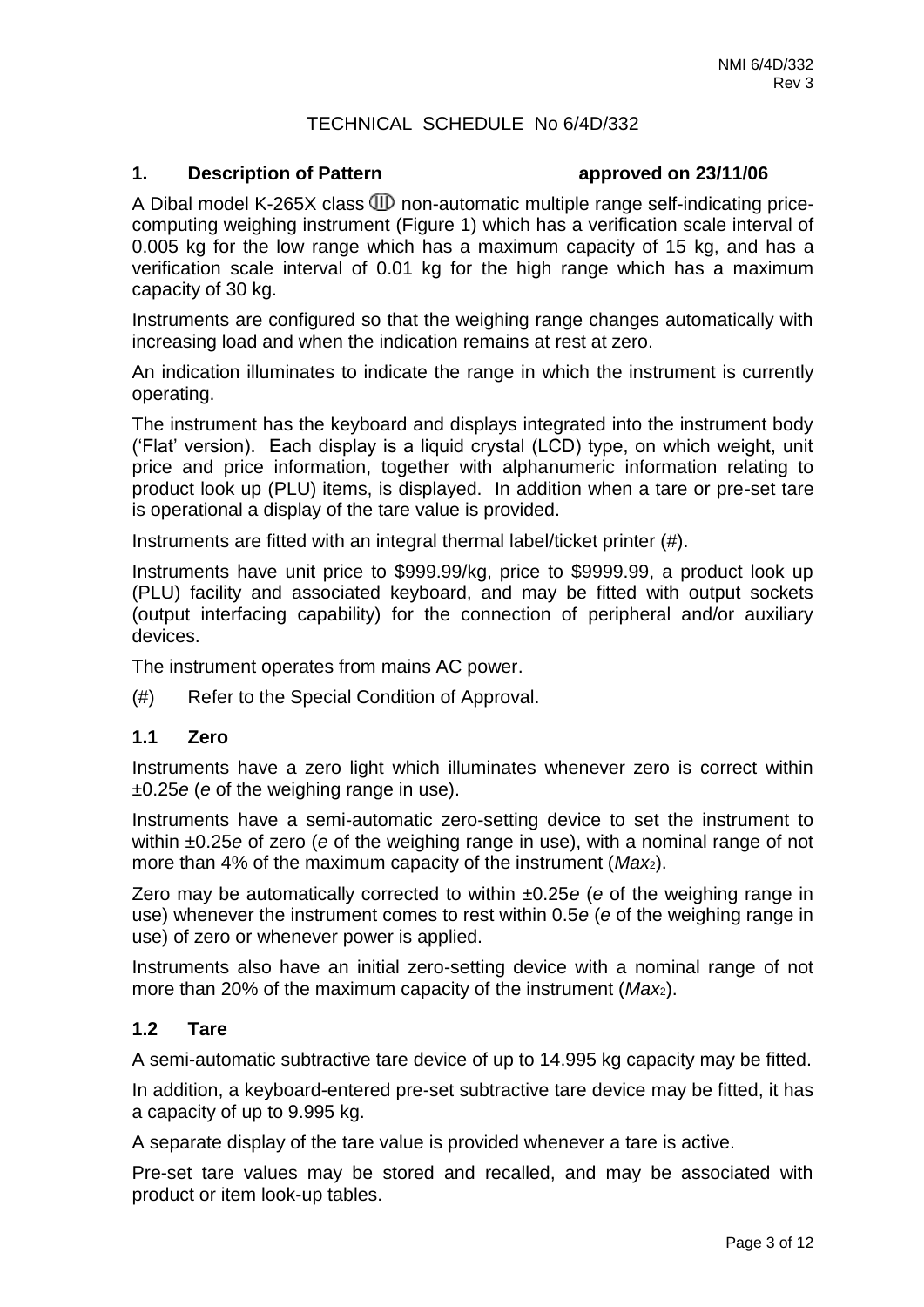TECHNICAL SCHEDULE No 6/4D/332

## 1. Description of Pattern approved on 23/11/06

A Dibal model K-265X class Ⅲ non-automatic multiple range self-indicating price-computing weighing instrument (Figure 1) which has a verification scale interval of 0.005 kg for the low range which has a maximum capacity of 15 kg, and has a verification scale interval of 0.01 kg for the high range which has a maximum capacity of 30 kg.

Instruments are configured so that the weighing range changes automatically with increasing load and when the indication remains at rest at zero.

An indication illuminates to indicate the range in which the instrument is currently operating.

The instrument has the keyboard and displays integrated into the instrument body ('Flat' version). Each display is a liquid crystal (LCD) type, on which weight, unit price and price information, together with alphanumeric information relating to product look up (PLU) items, is displayed. In addition when a tare or pre-set tare is operational a display of the tare value is provided.

Instruments are fitted with an integral thermal label/ticket printer (#).

Instruments have unit price to $999.99/kg, price to $9999.99, a product look up (PLU) facility and associated keyboard, and may be fitted with output sockets (output interfacing capability) for the connection of peripheral and/or auxiliary devices.

The instrument operates from mains AC power.

(#) Refer to the Special Condition of Approval.

### 1.1 Zero

Instruments have a zero light which illuminates whenever zero is correct within ±0.25*e* (*e* of the weighing range in use).

Instruments have a semi-automatic zero-setting device to set the instrument to within ±0.25*e* of zero (*e* of the weighing range in use), with a nominal range of not more than 4% of the maximum capacity of the instrument ($Max_2$).

Zero may be automatically corrected to within ±0.25*e* (*e* of the weighing range in use) whenever the instrument comes to rest within 0.5*e* (*e* of the weighing range in use) of zero or whenever power is applied.

Instruments also have an initial zero-setting device with a nominal range of not more than 20% of the maximum capacity of the instrument ($Max_2$).

### 1.2 Tare

A semi-automatic subtractive tare device of up to 14.995 kg capacity may be fitted.

In addition, a keyboard-entered pre-set subtractive tare device may be fitted, it has a capacity of up to 9.995 kg.

A separate display of the tare value is provided whenever a tare is active.

Pre-set tare values may be stored and recalled, and may be associated with product or item look-up tables.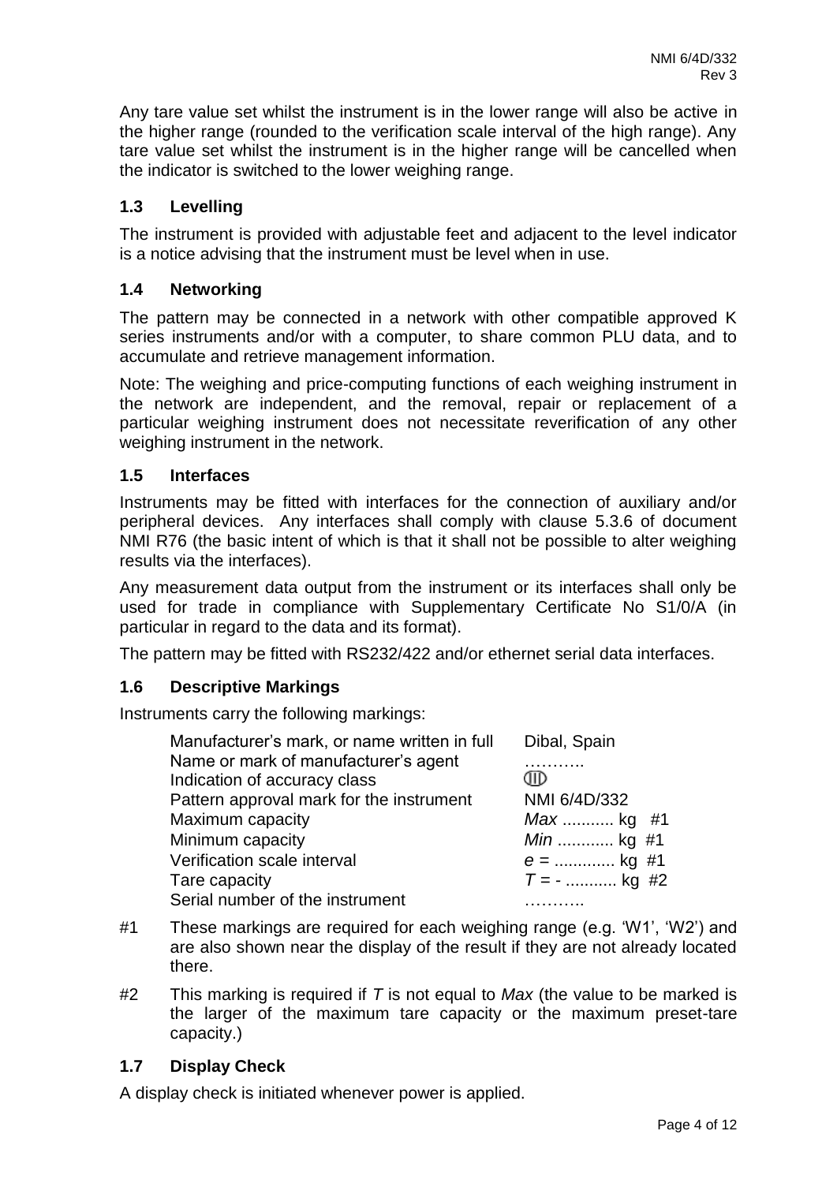Any tare value set whilst the instrument is in the lower range will also be active in the higher range (rounded to the verification scale interval of the high range). Any tare value set whilst the instrument is in the higher range will be cancelled when the indicator is switched to the lower weighing range.

### 1.3 Levelling

The instrument is provided with adjustable feet and adjacent to the level indicator is a notice advising that the instrument must be level when in use.

### 1.4 Networking

The pattern may be connected in a network with other compatible approved K series instruments and/or with a computer, to share common PLU data, and to accumulate and retrieve management information.

Note: The weighing and price-computing functions of each weighing instrument in the network are independent, and the removal, repair or replacement of a particular weighing instrument does not necessitate reverification of any other weighing instrument in the network.

### 1.5 Interfaces

Instruments may be fitted with interfaces for the connection of auxiliary and/or peripheral devices. Any interfaces shall comply with clause 5.3.6 of document NMI R76 (the basic intent of which is that it shall not be possible to alter weighing results via the interfaces).

Any measurement data output from the instrument or its interfaces shall only be used for trade in compliance with Supplementary Certificate No S1/0/A (in particular in regard to the data and its format).

The pattern may be fitted with RS232/422 and/or ethernet serial data interfaces.

### 1.6 Descriptive Markings

Instruments carry the following markings:

| | |
|---|---|
| Manufacturer's mark, or name written in full | Dibal, Spain |
| Name or mark of manufacturer's agent | ……….. |
| Indication of accuracy class | Ⓘⅈⅈ (III) |
| Pattern approval mark for the instrument | NMI 6/4D/332 |
| Maximum capacity | *Max* ........... kg #1 |
| Minimum capacity | *Min* ............ kg #1 |
| Verification scale interval | *e* = ............ kg #1 |
| Tare capacity | *T* = - ........... kg #2 |
| Serial number of the instrument | ……….. |

#1 These markings are required for each weighing range (e.g. 'W1', 'W2') and are also shown near the display of the result if they are not already located there.

#2 This marking is required if *T* is not equal to *Max* (the value to be marked is the larger of the maximum tare capacity or the maximum preset-tare capacity.)

### 1.7 Display Check

A display check is initiated whenever power is applied.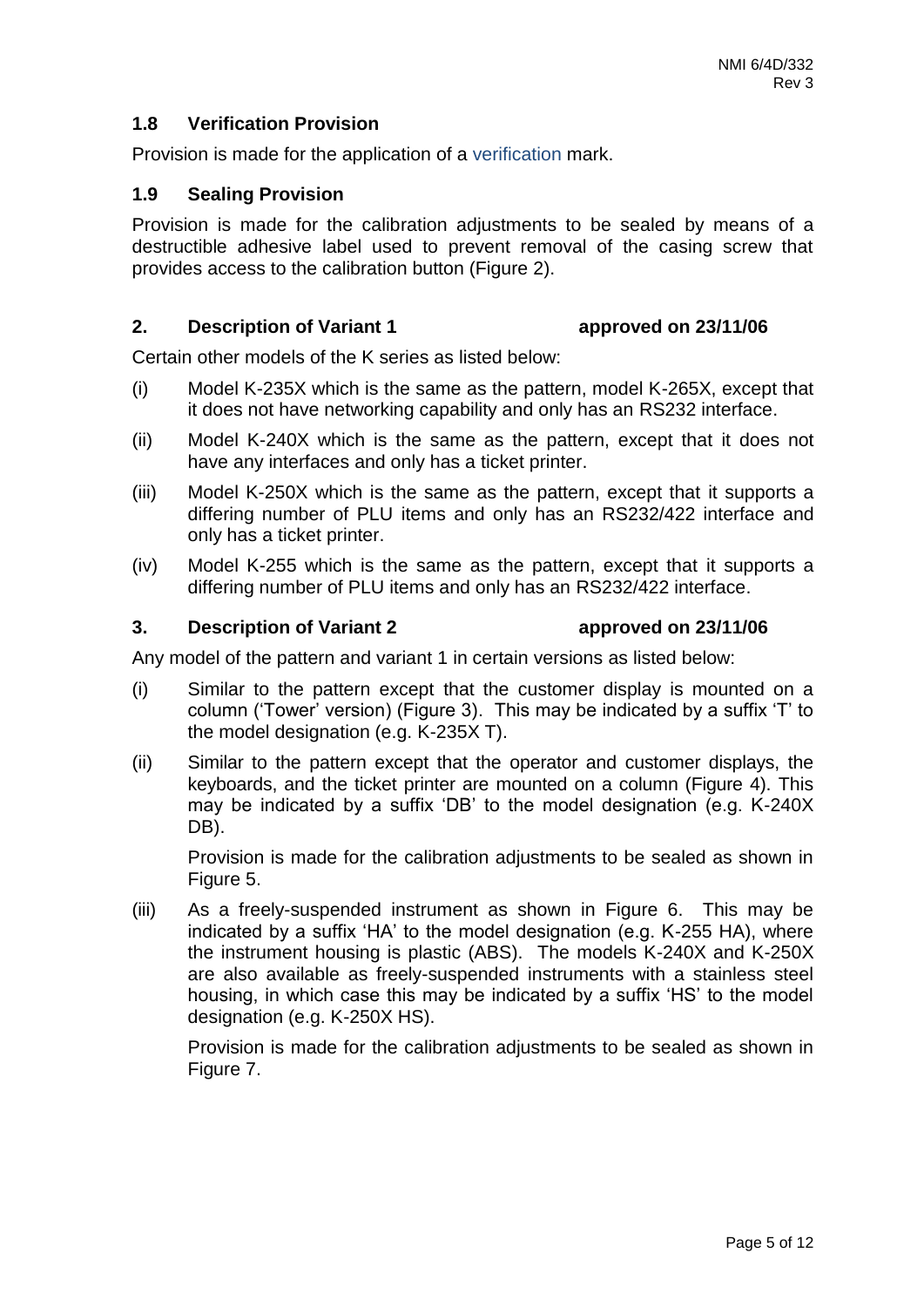### 1.8 Verification Provision

Provision is made for the application of a verification mark.

### 1.9 Sealing Provision

Provision is made for the calibration adjustments to be sealed by means of a destructible adhesive label used to prevent removal of the casing screw that provides access to the calibration button (Figure 2).

## 2. Description of Variant 1 approved on 23/11/06

Certain other models of the K series as listed below:

(i) Model K-235X which is the same as the pattern, model K-265X, except that it does not have networking capability and only has an RS232 interface.

(ii) Model K-240X which is the same as the pattern, except that it does not have any interfaces and only has a ticket printer.

(iii) Model K-250X which is the same as the pattern, except that it supports a differing number of PLU items and only has an RS232/422 interface and only has a ticket printer.

(iv) Model K-255 which is the same as the pattern, except that it supports a differing number of PLU items and only has an RS232/422 interface.

## 3. Description of Variant 2 approved on 23/11/06

Any model of the pattern and variant 1 in certain versions as listed below:

(i) Similar to the pattern except that the customer display is mounted on a column ('Tower' version) (Figure 3). This may be indicated by a suffix 'T' to the model designation (e.g. K-235X T).

(ii) Similar to the pattern except that the operator and customer displays, the keyboards, and the ticket printer are mounted on a column (Figure 4). This may be indicated by a suffix 'DB' to the model designation (e.g. K-240X DB).

Provision is made for the calibration adjustments to be sealed as shown in Figure 5.

(iii) As a freely-suspended instrument as shown in Figure 6. This may be indicated by a suffix 'HA' to the model designation (e.g. K-255 HA), where the instrument housing is plastic (ABS). The models K-240X and K-250X are also available as freely-suspended instruments with a stainless steel housing, in which case this may be indicated by a suffix 'HS' to the model designation (e.g. K-250X HS).

Provision is made for the calibration adjustments to be sealed as shown in Figure 7.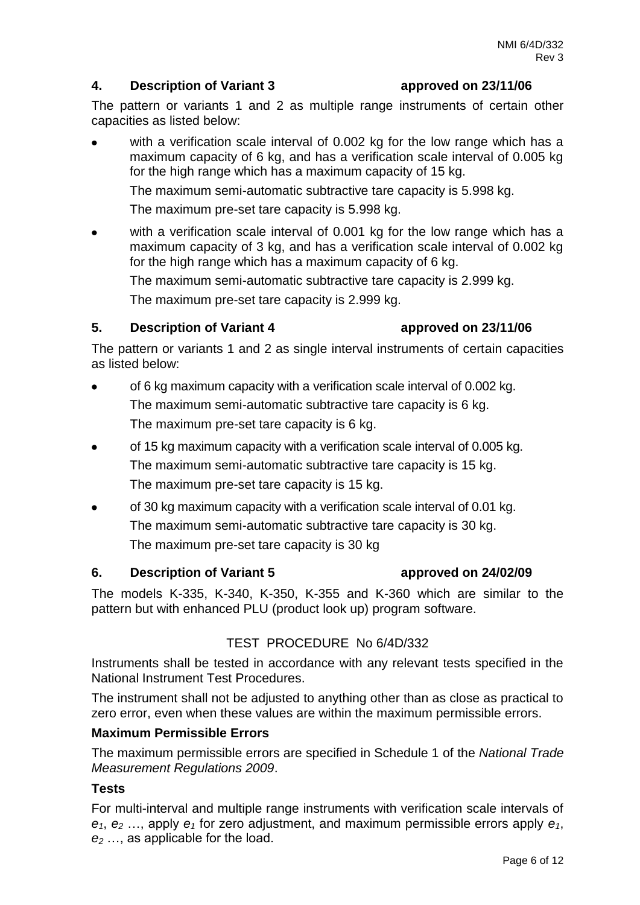## 4. Description of Variant 3 approved on 23/11/06

The pattern or variants 1 and 2 as multiple range instruments of certain other capacities as listed below:

- with a verification scale interval of 0.002 kg for the low range which has a maximum capacity of 6 kg, and has a verification scale interval of 0.005 kg for the high range which has a maximum capacity of 15 kg.

  The maximum semi-automatic subtractive tare capacity is 5.998 kg.

  The maximum pre-set tare capacity is 5.998 kg.

- with a verification scale interval of 0.001 kg for the low range which has a maximum capacity of 3 kg, and has a verification scale interval of 0.002 kg for the high range which has a maximum capacity of 6 kg.

  The maximum semi-automatic subtractive tare capacity is 2.999 kg.

  The maximum pre-set tare capacity is 2.999 kg.

## 5. Description of Variant 4 approved on 23/11/06

The pattern or variants 1 and 2 as single interval instruments of certain capacities as listed below:

- of 6 kg maximum capacity with a verification scale interval of 0.002 kg.

  The maximum semi-automatic subtractive tare capacity is 6 kg.

  The maximum pre-set tare capacity is 6 kg.

- of 15 kg maximum capacity with a verification scale interval of 0.005 kg.

  The maximum semi-automatic subtractive tare capacity is 15 kg.

  The maximum pre-set tare capacity is 15 kg.

- of 30 kg maximum capacity with a verification scale interval of 0.01 kg.

  The maximum semi-automatic subtractive tare capacity is 30 kg.

  The maximum pre-set tare capacity is 30 kg

## 6. Description of Variant 5 approved on 24/02/09

The models K-335, K-340, K-350, K-355 and K-360 which are similar to the pattern but with enhanced PLU (product look up) program software.

TEST PROCEDURE No 6/4D/332

Instruments shall be tested in accordance with any relevant tests specified in the National Instrument Test Procedures.

The instrument shall not be adjusted to anything other than as close as practical to zero error, even when these values are within the maximum permissible errors.

### Maximum Permissible Errors

The maximum permissible errors are specified in Schedule 1 of the *National Trade Measurement Regulations 2009*.

### Tests

For multi-interval and multiple range instruments with verification scale intervals of $e_1$, $e_2$ …, apply $e_1$ for zero adjustment, and maximum permissible errors apply $e_1$, $e_2$ …, as applicable for the load.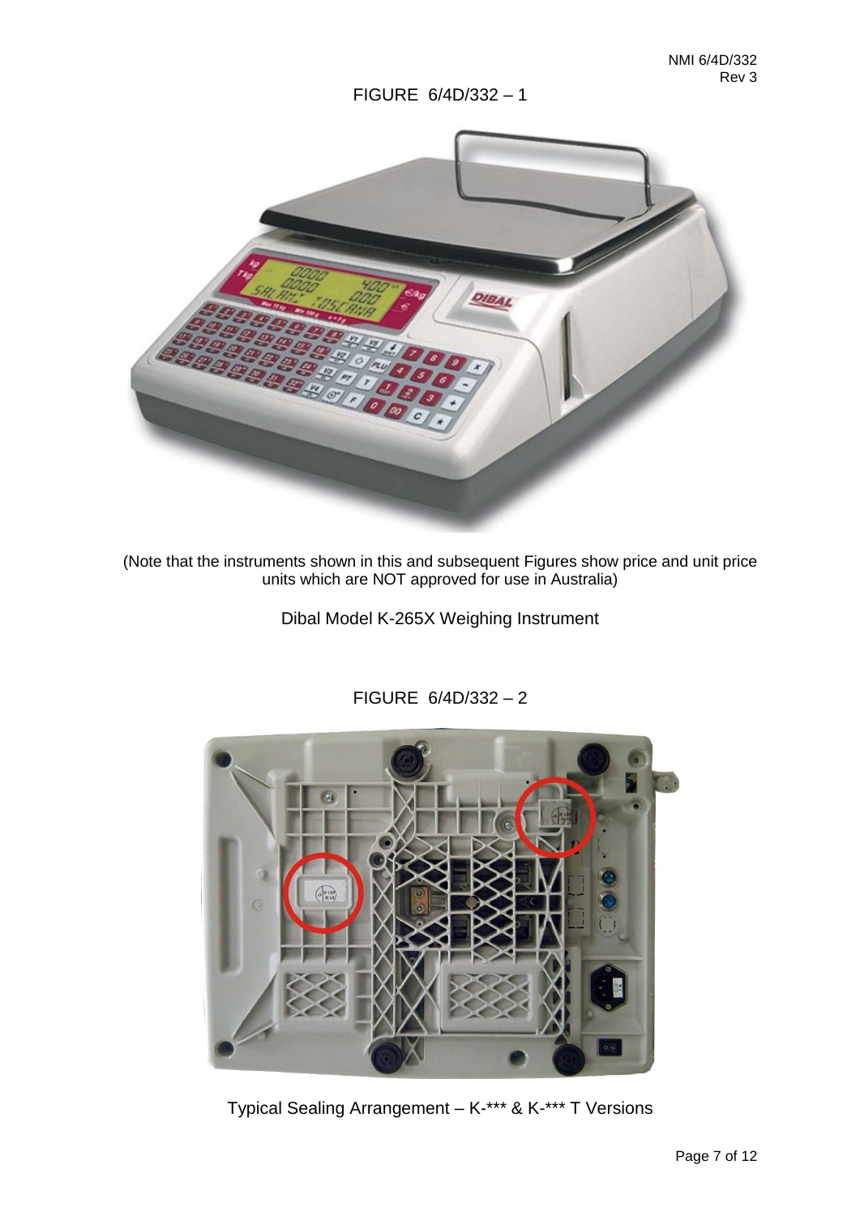FIGURE 6/4D/332 – 1

(Note that the instruments shown in this and subsequent Figures show price and unit price units which are NOT approved for use in Australia)

Dibal Model K-265X Weighing Instrument

FIGURE 6/4D/332 – 2

Typical Sealing Arrangement – K-*** & K-*** T Versions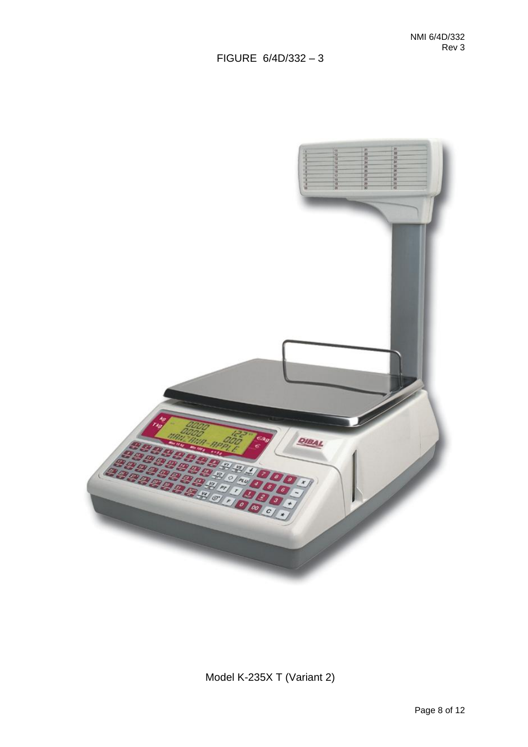FIGURE 6/4D/332 – 3

Model K-235X T (Variant 2)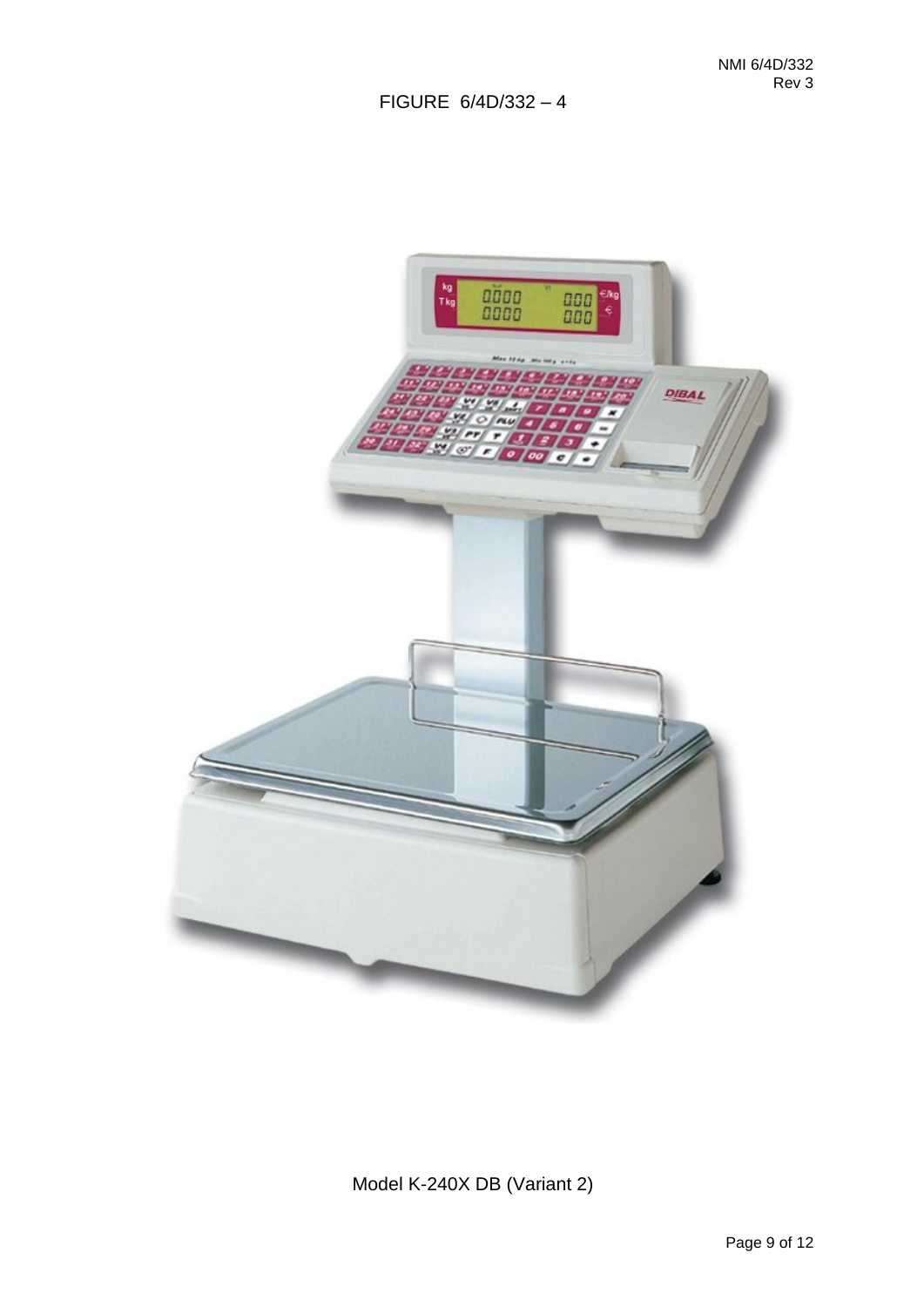FIGURE 6/4D/332 – 4

Model K-240X DB (Variant 2)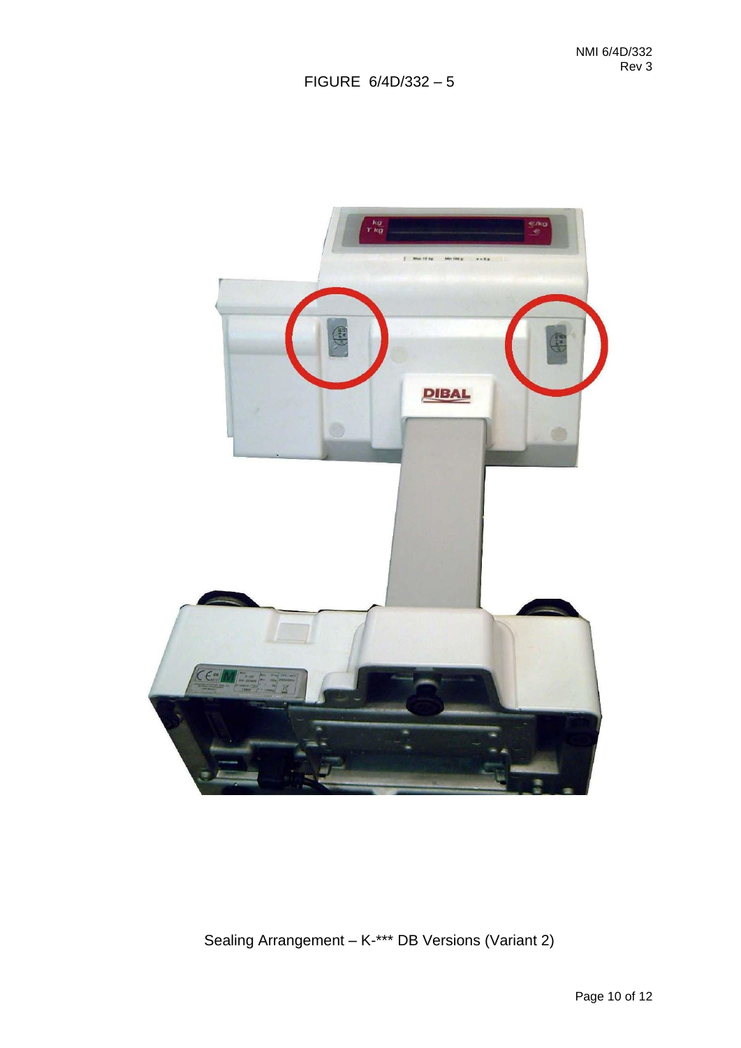FIGURE 6/4D/332 – 5

Sealing Arrangement – K-*** DB Versions (Variant 2)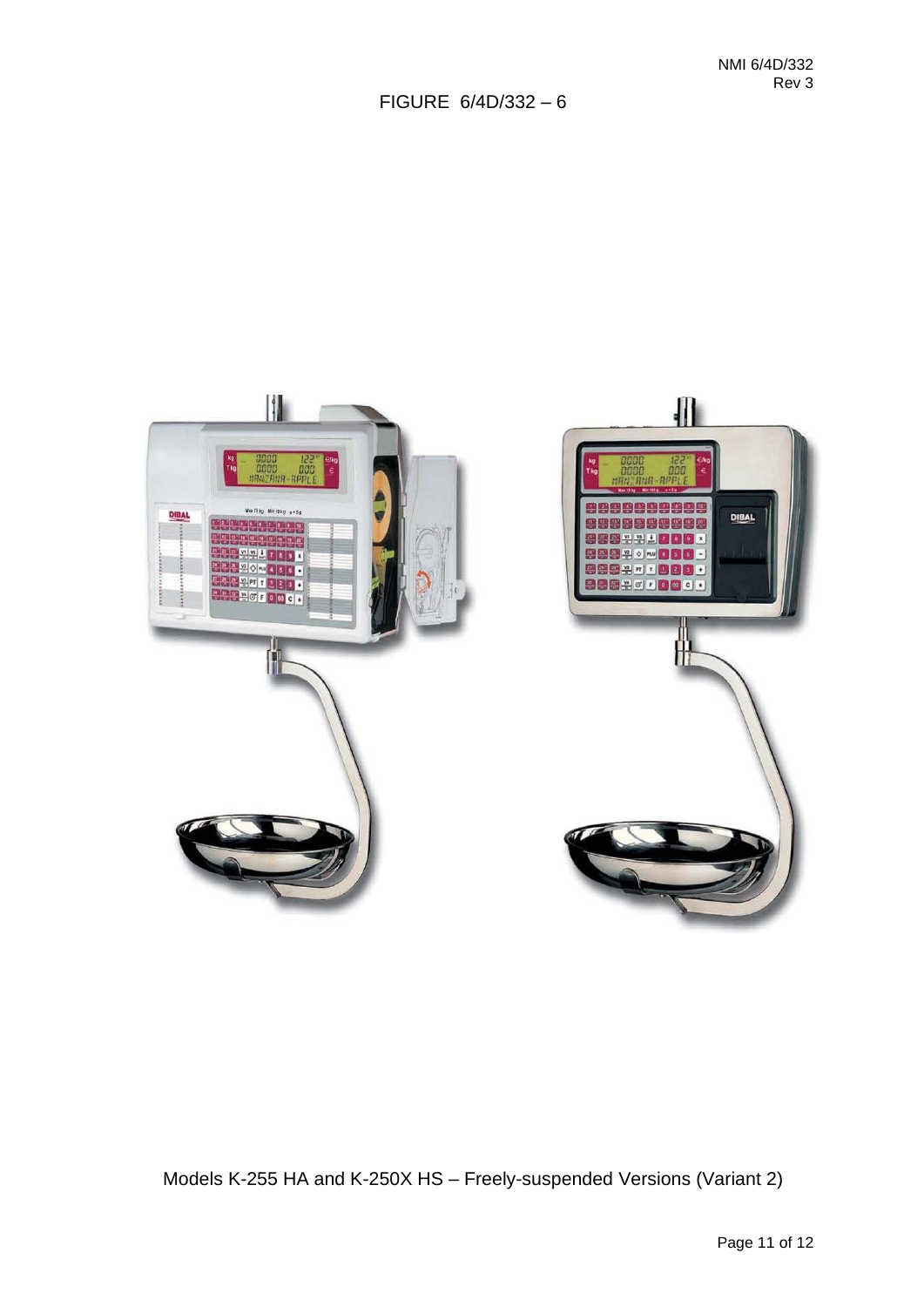FIGURE 6/4D/332 – 6

Models K-255 HA and K-250X HS – Freely-suspended Versions (Variant 2)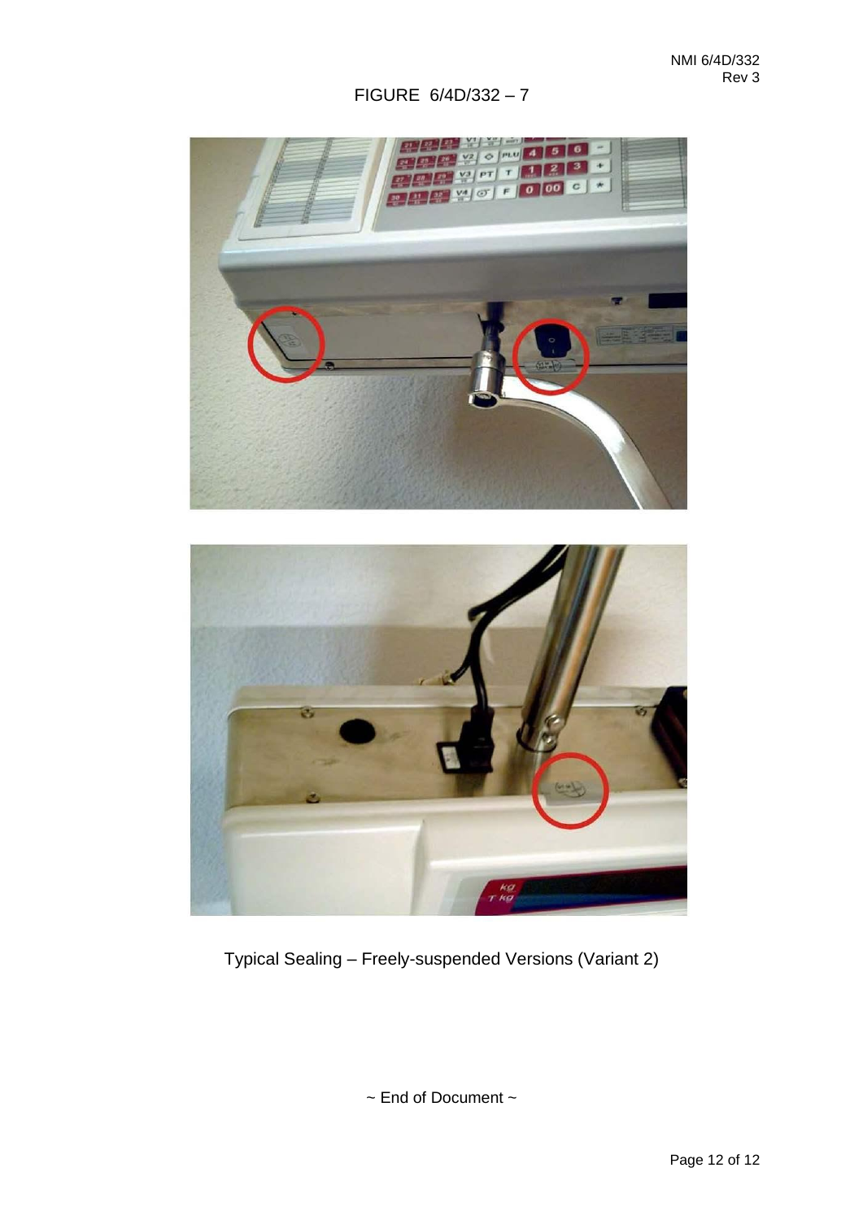FIGURE 6/4D/332 – 7

Typical Sealing – Freely-suspended Versions (Variant 2)

~ End of Document ~